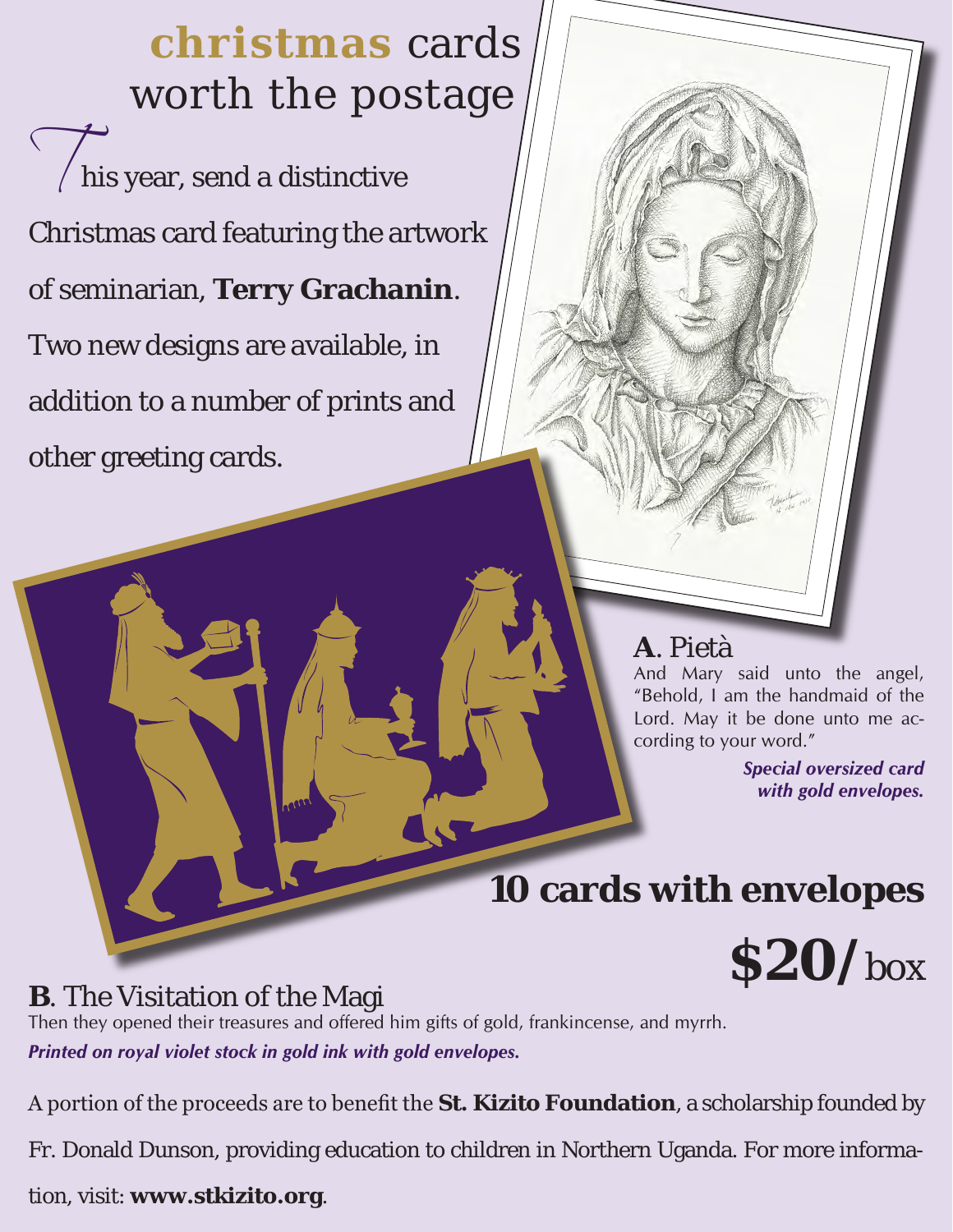# christmas cards worth the postage

This year, send a distinctive Christmas card featuring the artwork of seminarian, **Terry Grachanin**. Two new designs are available, in addition to a number of prints and other greeting cards.

**A**. Pietà

And Mary said unto the angel, "Behold, I am the handmaid of the Lord. May it be done unto me according to your word."

***Special oversized card with gold envelopes.***

## 10 cards with envelopes

## $20/ box

**B**. The Visitation of the Magi

Then they opened their treasures and offered him gifts of gold, frankincense, and myrrh.

***Printed on royal violet stock in gold ink with gold envelopes.***

A portion of the proceeds are to benefit the **St. Kizito Foundation**, a scholarship founded by Fr. Donald Dunson, providing education to children in Northern Uganda. For more information, visit: **www.stkizito.org**.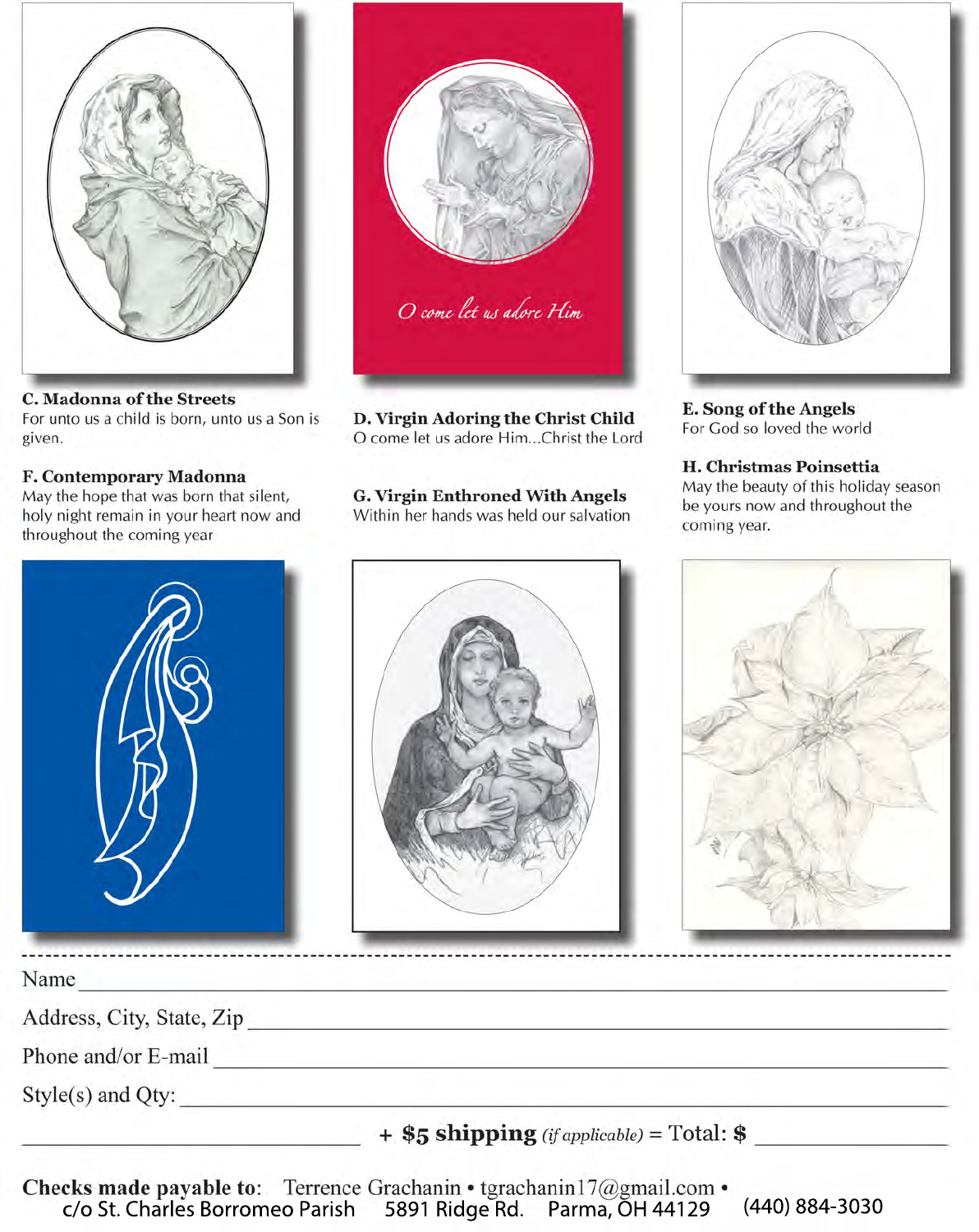**C. Madonna of the Streets**
For unto us a child is born, unto us a Son is given.

**D. Virgin Adoring the Christ Child**
O come let us adore Him...Christ the Lord

**E. Song of the Angels**
For God so loved the world

**F. Contemporary Madonna**
May the hope that was born that silent, holy night remain in your heart now and throughout the coming year

**G. Virgin Enthroned With Angels**
Within her hands was held our salvation

**H. Christmas Poinsettia**
May the beauty of this holiday season be yours now and throughout the coming year.

---

Name \_\_\_\_\_\_\_\_\_\_\_\_\_\_\_\_\_\_\_\_\_\_\_\_\_\_\_\_\_\_\_\_\_\_\_\_\_\_\_\_

Address, City, State, Zip \_\_\_\_\_\_\_\_\_\_\_\_\_\_\_\_\_\_\_\_\_\_\_\_\_\_\_\_\_\_

Phone and/or E-mail \_\_\_\_\_\_\_\_\_\_\_\_\_\_\_\_\_\_\_\_\_\_\_\_\_\_\_\_\_\_\_\_

Style(s) and Qty: \_\_\_\_\_\_\_\_\_\_\_\_\_\_\_\_\_\_\_\_\_\_\_\_\_\_\_\_\_\_\_\_\_\_

\_\_\_\_\_\_\_\_\_\_\_\_\_\_\_\_\_\_\_\_ **+ $5 shipping** *(if applicable)* = Total: **$** \_\_\_\_\_\_\_\_\_\_\_\_

**Checks made payable to**: Terrence Grachanin • tgrachanin17@gmail.com • c/o St. Charles Borromeo Parish 5891 Ridge Rd. Parma, OH 44129 (440) 884-3030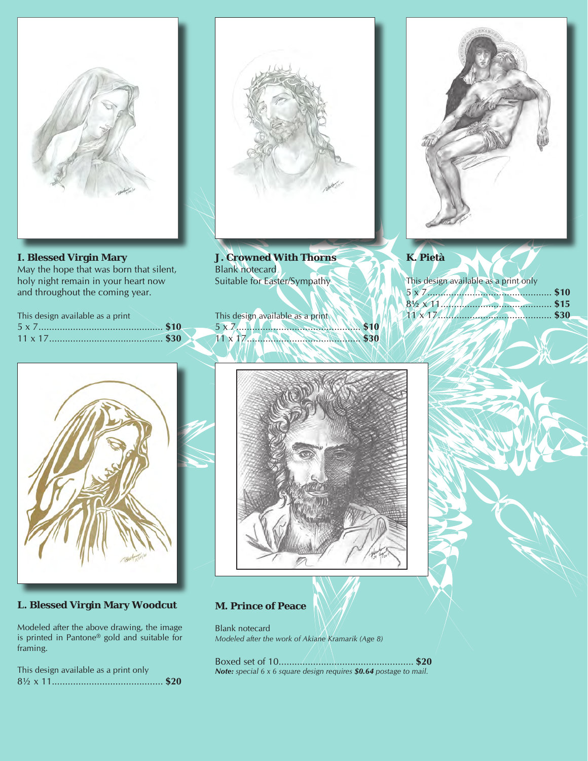### I. Blessed Virgin Mary

May the hope that was born that silent, holy night remain in your heart now and throughout the coming year.

This design available as a print

5 x 7............................................ **$10**
11 x 17.......................................... **$30**

### J. Crowned With Thorns

Blank notecard
Suitable for Easter/Sympathy

This design available as a print

5 x 7............................................ **$10**
11 x 17.......................................... **$30**

### K. Pietà

This design available as a print only

5 x 7............................................ **$10**
8½ x 11.......................................... **$15**
11 x 17.......................................... **$30**

### L. Blessed Virgin Mary Woodcut

Modeled after the above drawing, the image is printed in Pantone® gold and suitable for framing.

This design available as a print only

8½ x 11.......................................... **$20**

### M. Prince of Peace

Blank notecard
*Modeled after the work of Akiane Kramarik (Age 8)*

Boxed set of 10.................................................. **$20**
***Note:*** *special 6 x 6 square design requires **$0.64** postage to mail.*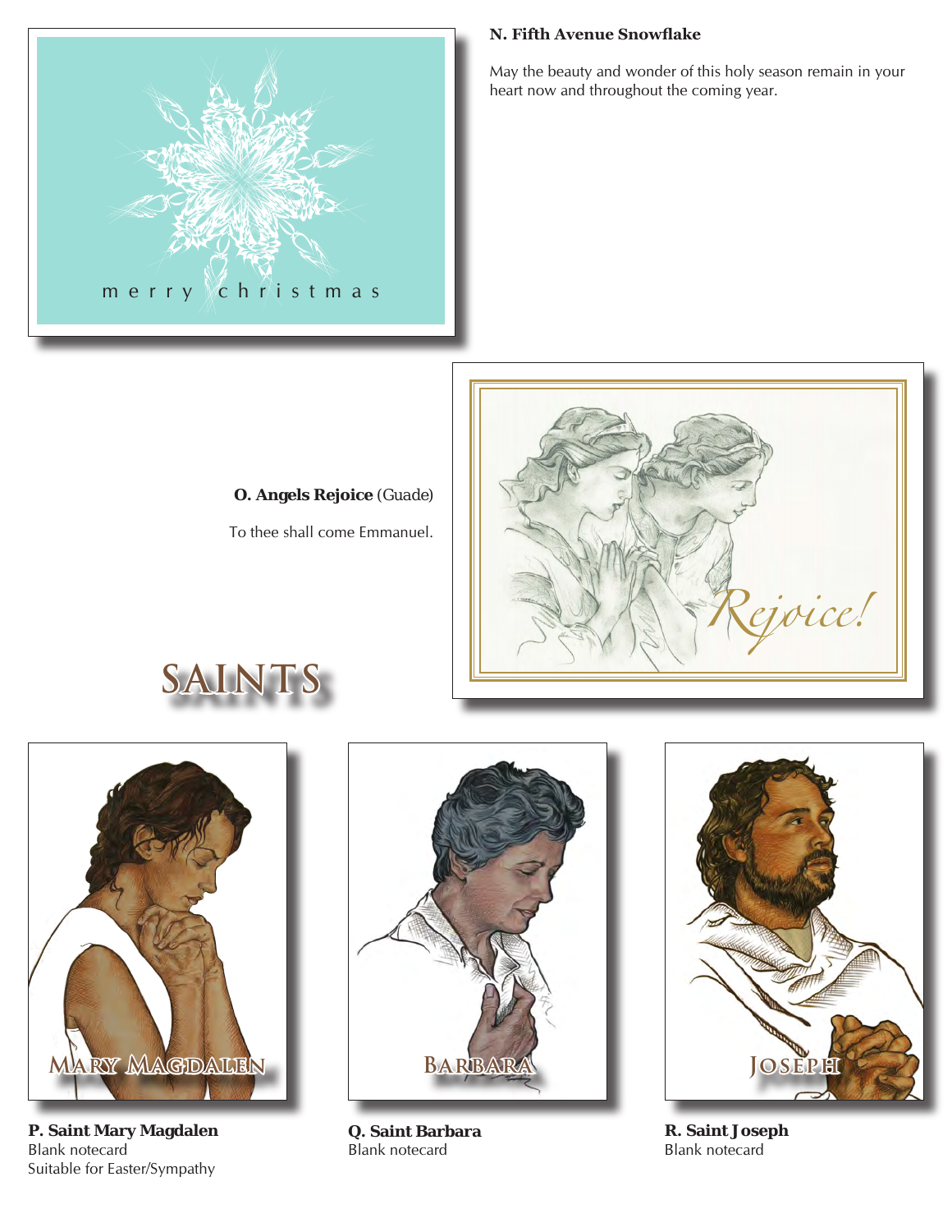**N. Fifth Avenue Snowflake**

May the beauty and wonder of this holy season remain in your heart now and throughout the coming year.

**O. Angels Rejoice** (Guade)

To thee shall come Emmanuel.

# SAINTS

**P. Saint Mary Magdalen**
Blank notecard
Suitable for Easter/Sympathy

**Q. Saint Barbara**
Blank notecard

**R. Saint Joseph**
Blank notecard